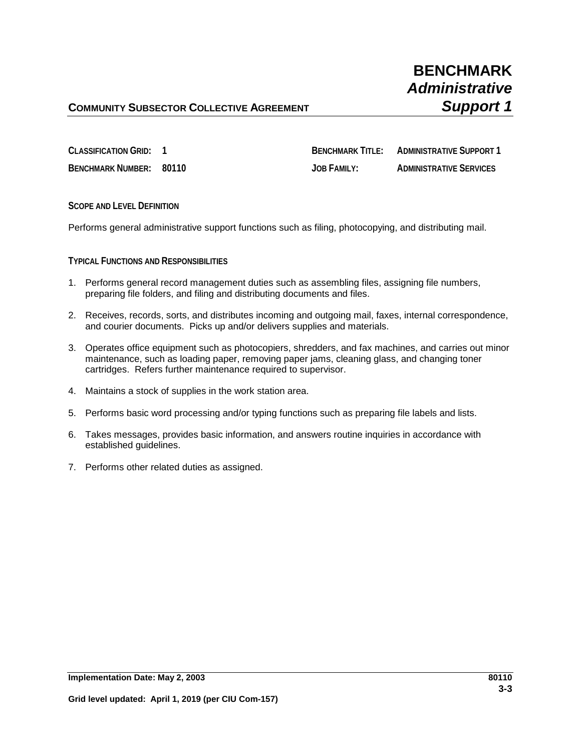# BENCHMARK
## *Administrative Support 1*

**COMMUNITY SUBSECTOR COLLECTIVE AGREEMENT**

| | | | |
|---|---|---|---|
| **CLASSIFICATION GRID:** | **1** | **BENCHMARK TITLE:** | **ADMINISTRATIVE SUPPORT 1** |
| **BENCHMARK NUMBER:** | **80110** | **JOB FAMILY:** | **ADMINISTRATIVE SERVICES** |

**SCOPE AND LEVEL DEFINITION**

Performs general administrative support functions such as filing, photocopying, and distributing mail.

**TYPICAL FUNCTIONS AND RESPONSIBILITIES**

1. Performs general record management duties such as assembling files, assigning file numbers, preparing file folders, and filing and distributing documents and files.
2. Receives, records, sorts, and distributes incoming and outgoing mail, faxes, internal correspondence, and courier documents. Picks up and/or delivers supplies and materials.
3. Operates office equipment such as photocopiers, shredders, and fax machines, and carries out minor maintenance, such as loading paper, removing paper jams, cleaning glass, and changing toner cartridges. Refers further maintenance required to supervisor.
4. Maintains a stock of supplies in the work station area.
5. Performs basic word processing and/or typing functions such as preparing file labels and lists.
6. Takes messages, provides basic information, and answers routine inquiries in accordance with established guidelines.
7. Performs other related duties as assigned.

**Implementation Date: May 2, 2003**

**Grid level updated: April 1, 2019 (per CIU Com-157)**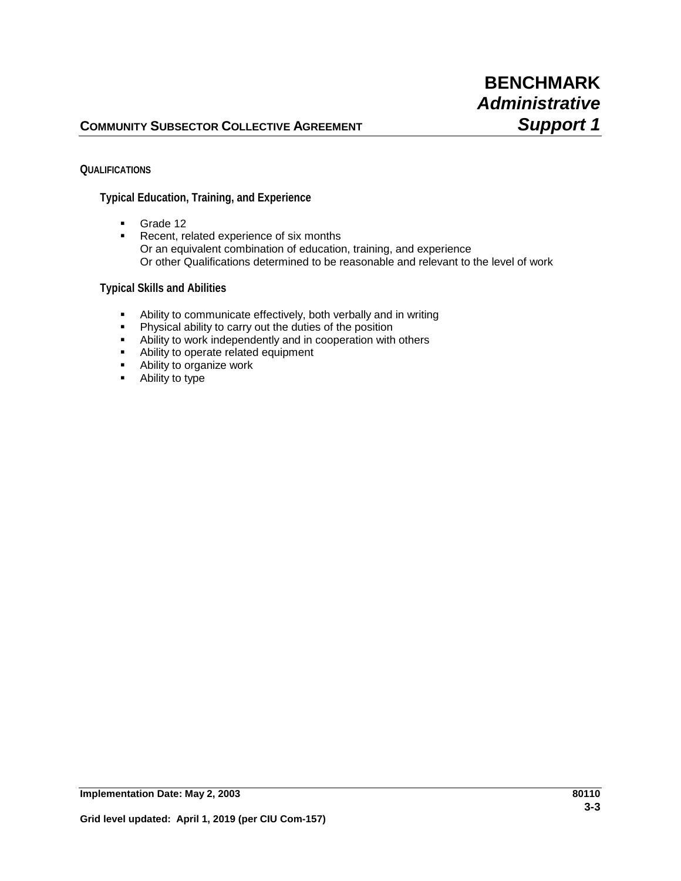## QUALIFICATIONS

### Typical Education, Training, and Experience

- Grade 12
- Recent, related experience of six months
  Or an equivalent combination of education, training, and experience
  Or other Qualifications determined to be reasonable and relevant to the level of work

### Typical Skills and Abilities

- Ability to communicate effectively, both verbally and in writing
- Physical ability to carry out the duties of the position
- Ability to work independently and in cooperation with others
- Ability to operate related equipment
- Ability to organize work
- Ability to type